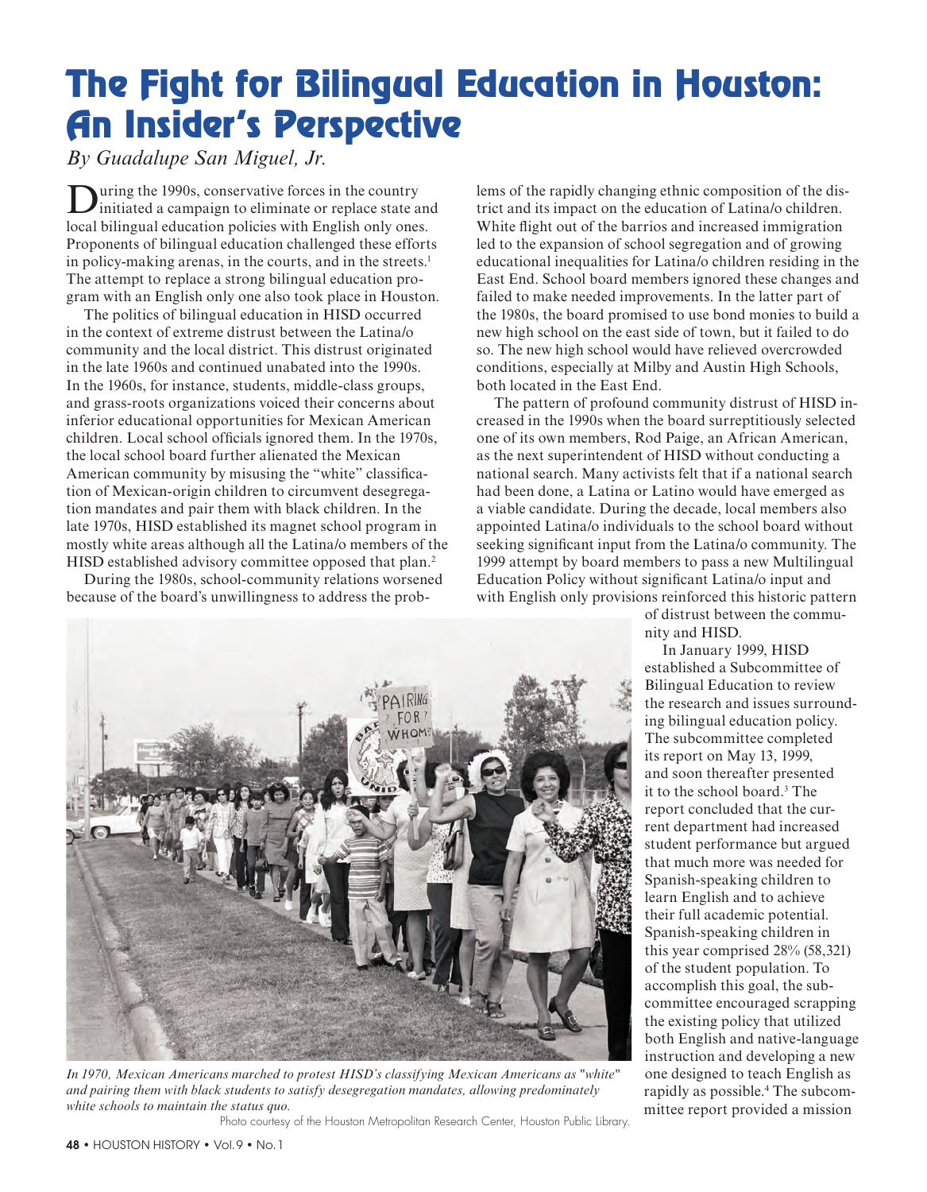# The Fight for Bilingual Education in Houston: An Insider's Perspective

*By Guadalupe San Miguel, Jr.*

During the 1990s, conservative forces in the country initiated a campaign to eliminate or replace state and local bilingual education policies with English only ones. Proponents of bilingual education challenged these efforts in policy-making arenas, in the courts, and in the streets.[1] The attempt to replace a strong bilingual education program with an English only one also took place in Houston.

The politics of bilingual education in HISD occurred in the context of extreme distrust between the Latina/o community and the local district. This distrust originated in the late 1960s and continued unabated into the 1990s. In the 1960s, for instance, students, middle-class groups, and grass-roots organizations voiced their concerns about inferior educational opportunities for Mexican American children. Local school officials ignored them. In the 1970s, the local school board further alienated the Mexican American community by misusing the "white" classification of Mexican-origin children to circumvent desegregation mandates and pair them with black children. In the late 1970s, HISD established its magnet school program in mostly white areas although all the Latina/o members of the HISD established advisory committee opposed that plan.[2]

During the 1980s, school-community relations worsened because of the board's unwillingness to address the problems of the rapidly changing ethnic composition of the district and its impact on the education of Latina/o children. White flight out of the barrios and increased immigration led to the expansion of school segregation and of growing educational inequalities for Latina/o children residing in the East End. School board members ignored these changes and failed to make needed improvements. In the latter part of the 1980s, the board promised to use bond monies to build a new high school on the east side of town, but it failed to do so. The new high school would have relieved overcrowded conditions, especially at Milby and Austin High Schools, both located in the East End.

The pattern of profound community distrust of HISD increased in the 1990s when the board surreptitiously selected one of its own members, Rod Paige, an African American, as the next superintendent of HISD without conducting a national search. Many activists felt that if a national search had been done, a Latina or Latino would have emerged as a viable candidate. During the decade, local members also appointed Latina/o individuals to the school board without seeking significant input from the Latina/o community. The 1999 attempt by board members to pass a new Multilingual Education Policy without significant Latina/o input and with English only provisions reinforced this historic pattern of distrust between the community and HISD.

In January 1999, HISD established a Subcommittee of Bilingual Education to review the research and issues surrounding bilingual education policy. The subcommittee completed its report on May 13, 1999, and soon thereafter presented it to the school board.[3] The report concluded that the current department had increased student performance but argued that much more was needed for Spanish-speaking children to learn English and to achieve their full academic potential. Spanish-speaking children in this year comprised 28% (58,321) of the student population. To accomplish this goal, the subcommittee encouraged scrapping the existing policy that utilized both English and native-language instruction and developing a new one designed to teach English as rapidly as possible.[4] The subcommittee report provided a mission

*In 1970, Mexican Americans marched to protest HISD's classifying Mexican Americans as "white" and pairing them with black students to satisfy desegregation mandates, allowing predominately white schools to maintain the status quo.*

Photo courtesy of the Houston Metropolitan Research Center, Houston Public Library.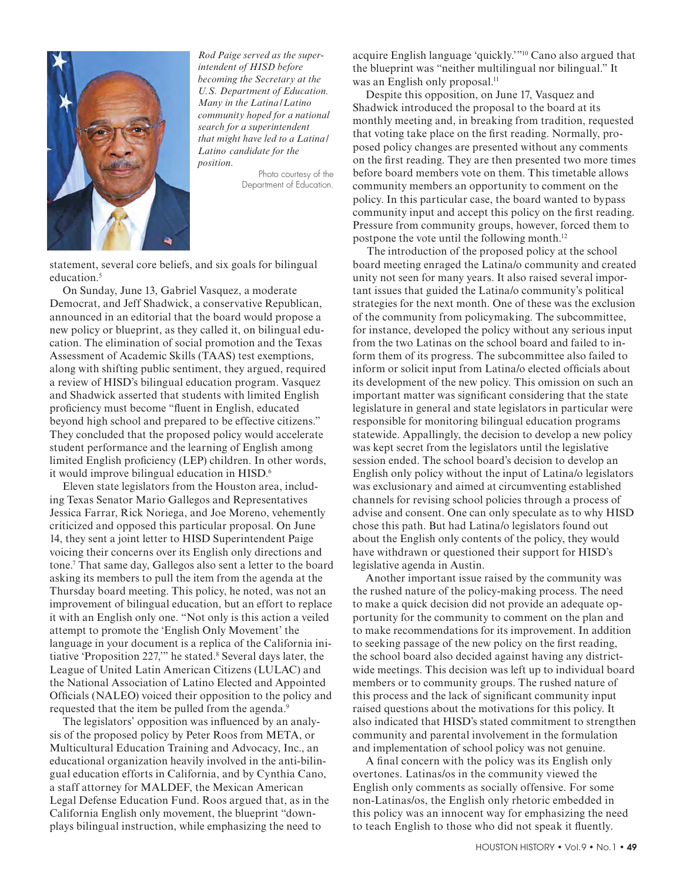*Rod Paige served as the superintendent of HISD before becoming the Secretary at the U.S. Department of Education. Many in the Latina/Latino community hoped for a national search for a superintendent that might have led to a Latina/Latino candidate for the position.*

Photo courtesy of the Department of Education.

statement, several core beliefs, and six goals for bilingual education.[5]

On Sunday, June 13, Gabriel Vasquez, a moderate Democrat, and Jeff Shadwick, a conservative Republican, announced in an editorial that the board would propose a new policy or blueprint, as they called it, on bilingual education. The elimination of social promotion and the Texas Assessment of Academic Skills (TAAS) test exemptions, along with shifting public sentiment, they argued, required a review of HISD's bilingual education program. Vasquez and Shadwick asserted that students with limited English proficiency must become "fluent in English, educated beyond high school and prepared to be effective citizens." They concluded that the proposed policy would accelerate student performance and the learning of English among limited English proficiency (LEP) children. In other words, it would improve bilingual education in HISD.[6]

Eleven state legislators from the Houston area, including Texas Senator Mario Gallegos and Representatives Jessica Farrar, Rick Noriega, and Joe Moreno, vehemently criticized and opposed this particular proposal. On June 14, they sent a joint letter to HISD Superintendent Paige voicing their concerns over its English only directions and tone.[7] That same day, Gallegos also sent a letter to the board asking its members to pull the item from the agenda at the Thursday board meeting. This policy, he noted, was not an improvement of bilingual education, but an effort to replace it with an English only one. "Not only is this action a veiled attempt to promote the 'English Only Movement' the language in your document is a replica of the California initiative 'Proposition 227,'" he stated.[8] Several days later, the League of United Latin American Citizens (LULAC) and the National Association of Latino Elected and Appointed Officials (NALEO) voiced their opposition to the policy and requested that the item be pulled from the agenda.[9]

The legislators' opposition was influenced by an analysis of the proposed policy by Peter Roos from META, or Multicultural Education Training and Advocacy, Inc., an educational organization heavily involved in the anti-bilingual education efforts in California, and by Cynthia Cano, a staff attorney for MALDEF, the Mexican American Legal Defense Education Fund. Roos argued that, as in the California English only movement, the blueprint "downplays bilingual instruction, while emphasizing the need to acquire English language 'quickly.'"[10] Cano also argued that the blueprint was "neither multilingual nor bilingual." It was an English only proposal.[11]

Despite this opposition, on June 17, Vasquez and Shadwick introduced the proposal to the board at its monthly meeting and, in breaking from tradition, requested that voting take place on the first reading. Normally, proposed policy changes are presented without any comments on the first reading. They are then presented two more times before board members vote on them. This timetable allows community members an opportunity to comment on the policy. In this particular case, the board wanted to bypass community input and accept this policy on the first reading. Pressure from community groups, however, forced them to postpone the vote until the following month.[12]

The introduction of the proposed policy at the school board meeting enraged the Latina/o community and created unity not seen for many years. It also raised several important issues that guided the Latina/o community's political strategies for the next month. One of these was the exclusion of the community from policymaking. The subcommittee, for instance, developed the policy without any serious input from the two Latinas on the school board and failed to inform them of its progress. The subcommittee also failed to inform or solicit input from Latina/o elected officials about its development of the new policy. This omission on such an important matter was significant considering that the state legislature in general and state legislators in particular were responsible for monitoring bilingual education programs statewide. Appallingly, the decision to develop a new policy was kept secret from the legislators until the legislative session ended. The school board's decision to develop an English only policy without the input of Latina/o legislators was exclusionary and aimed at circumventing established channels for revising school policies through a process of advise and consent. One can only speculate as to why HISD chose this path. But had Latina/o legislators found out about the English only contents of the policy, they would have withdrawn or questioned their support for HISD's legislative agenda in Austin.

Another important issue raised by the community was the rushed nature of the policy-making process. The need to make a quick decision did not provide an adequate opportunity for the community to comment on the plan and to make recommendations for its improvement. In addition to seeking passage of the new policy on the first reading, the school board also decided against having any districtwide meetings. This decision was left up to individual board members or to community groups. The rushed nature of this process and the lack of significant community input raised questions about the motivations for this policy. It also indicated that HISD's stated commitment to strengthen community and parental involvement in the formulation and implementation of school policy was not genuine.

A final concern with the policy was its English only overtones. Latinas/os in the community viewed the English only comments as socially offensive. For some non-Latinas/os, the English only rhetoric embedded in this policy was an innocent way for emphasizing the need to teach English to those who did not speak it fluently.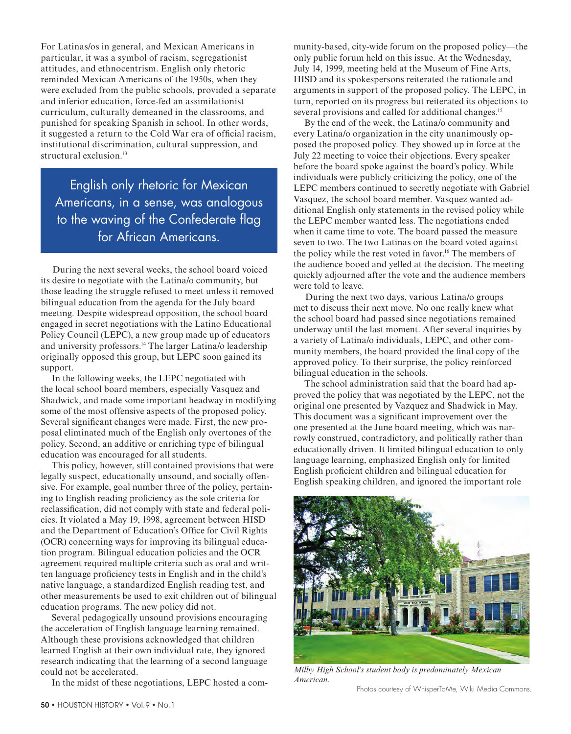For Latinas/os in general, and Mexican Americans in particular, it was a symbol of racism, segregationist attitudes, and ethnocentrism. English only rhetoric reminded Mexican Americans of the 1950s, when they were excluded from the public schools, provided a separate and inferior education, force-fed an assimilationist curriculum, culturally demeaned in the classrooms, and punished for speaking Spanish in school. In other words, it suggested a return to the Cold War era of official racism, institutional discrimination, cultural suppression, and structural exclusion.[13]

> English only rhetoric for Mexican Americans, in a sense, was analogous to the waving of the Confederate flag for African Americans.

During the next several weeks, the school board voiced its desire to negotiate with the Latina/o community, but those leading the struggle refused to meet unless it removed bilingual education from the agenda for the July board meeting. Despite widespread opposition, the school board engaged in secret negotiations with the Latino Educational Policy Council (LEPC), a new group made up of educators and university professors.[14] The larger Latina/o leadership originally opposed this group, but LEPC soon gained its support.

In the following weeks, the LEPC negotiated with the local school board members, especially Vasquez and Shadwick, and made some important headway in modifying some of the most offensive aspects of the proposed policy. Several significant changes were made. First, the new proposal eliminated much of the English only overtones of the policy. Second, an additive or enriching type of bilingual education was encouraged for all students.

This policy, however, still contained provisions that were legally suspect, educationally unsound, and socially offensive. For example, goal number three of the policy, pertaining to English reading proficiency as the sole criteria for reclassification, did not comply with state and federal policies. It violated a May 19, 1998, agreement between HISD and the Department of Education's Office for Civil Rights (OCR) concerning ways for improving its bilingual education program. Bilingual education policies and the OCR agreement required multiple criteria such as oral and written language proficiency tests in English and in the child's native language, a standardized English reading test, and other measurements be used to exit children out of bilingual education programs. The new policy did not.

Several pedagogically unsound provisions encouraging the acceleration of English language learning remained. Although these provisions acknowledged that children learned English at their own individual rate, they ignored research indicating that the learning of a second language could not be accelerated.

In the midst of these negotiations, LEPC hosted a community-based, city-wide forum on the proposed policy—the only public forum held on this issue. At the Wednesday, July 14, 1999, meeting held at the Museum of Fine Arts, HISD and its spokespersons reiterated the rationale and arguments in support of the proposed policy. The LEPC, in turn, reported on its progress but reiterated its objections to several provisions and called for additional changes.[15]

By the end of the week, the Latina/o community and every Latina/o organization in the city unanimously opposed the proposed policy. They showed up in force at the July 22 meeting to voice their objections. Every speaker before the board spoke against the board's policy. While individuals were publicly criticizing the policy, one of the LEPC members continued to secretly negotiate with Gabriel Vasquez, the school board member. Vasquez wanted additional English only statements in the revised policy while the LEPC member wanted less. The negotiations ended when it came time to vote. The board passed the measure seven to two. The two Latinas on the board voted against the policy while the rest voted in favor.[16] The members of the audience booed and yelled at the decision. The meeting quickly adjourned after the vote and the audience members were told to leave.

During the next two days, various Latina/o groups met to discuss their next move. No one really knew what the school board had passed since negotiations remained underway until the last moment. After several inquiries by a variety of Latina/o individuals, LEPC, and other community members, the board provided the final copy of the approved policy. To their surprise, the policy reinforced bilingual education in the schools.

The school administration said that the board had approved the policy that was negotiated by the LEPC, not the original one presented by Vasquez and Shadwick in May. This document was a significant improvement over the one presented at the June board meeting, which was narrowly construed, contradictory, and politically rather than educationally driven. It limited bilingual education to only language learning, emphasized English only for limited English proficient children and bilingual education for English speaking children, and ignored the important role

*Milby High School's student body is predominately Mexican American.*

Photos courtesy of WhisperToMe, Wiki Media Commons.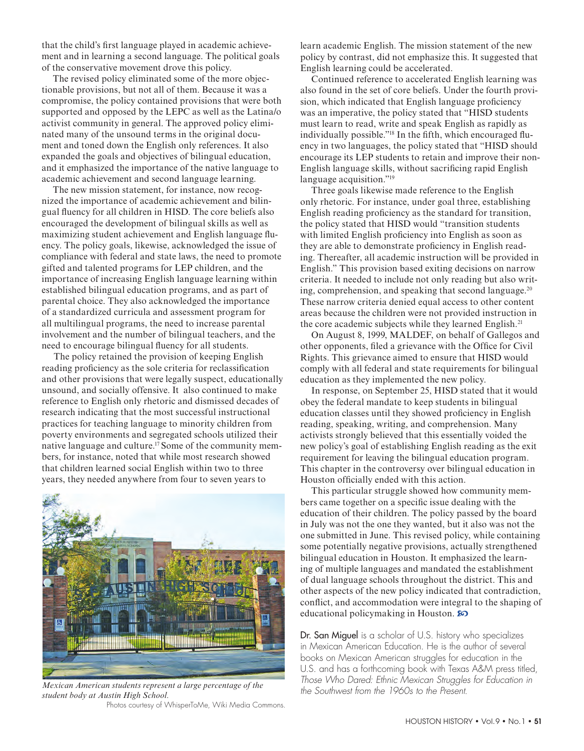that the child's first language played in academic achievement and in learning a second language. The political goals of the conservative movement drove this policy.

The revised policy eliminated some of the more objectionable provisions, but not all of them. Because it was a compromise, the policy contained provisions that were both supported and opposed by the LEPC as well as the Latina/o activist community in general. The approved policy eliminated many of the unsound terms in the original document and toned down the English only references. It also expanded the goals and objectives of bilingual education, and it emphasized the importance of the native language to academic achievement and second language learning.

The new mission statement, for instance, now recognized the importance of academic achievement and bilingual fluency for all children in HISD. The core beliefs also encouraged the development of bilingual skills as well as maximizing student achievement and English language fluency. The policy goals, likewise, acknowledged the issue of compliance with federal and state laws, the need to promote gifted and talented programs for LEP children, and the importance of increasing English language learning within established bilingual education programs, and as part of parental choice. They also acknowledged the importance of a standardized curricula and assessment program for all multilingual programs, the need to increase parental involvement and the number of bilingual teachers, and the need to encourage bilingual fluency for all students.

The policy retained the provision of keeping English reading proficiency as the sole criteria for reclassification and other provisions that were legally suspect, educationally unsound, and socially offensive. It also continued to make reference to English only rhetoric and dismissed decades of research indicating that the most successful instructional practices for teaching language to minority children from poverty environments and segregated schools utilized their native language and culture.[17] Some of the community members, for instance, noted that while most research showed that children learned social English within two to three years, they needed anywhere from four to seven years to learn academic English. The mission statement of the new policy by contrast, did not emphasize this. It suggested that English learning could be accelerated.

Continued reference to accelerated English learning was also found in the set of core beliefs. Under the fourth provision, which indicated that English language proficiency was an imperative, the policy stated that "HISD students must learn to read, write and speak English as rapidly as individually possible."[18] In the fifth, which encouraged fluency in two languages, the policy stated that "HISD should encourage its LEP students to retain and improve their non-English language skills, without sacrificing rapid English language acquisition."[19]

Three goals likewise made reference to the English only rhetoric. For instance, under goal three, establishing English reading proficiency as the standard for transition, the policy stated that HISD would "transition students with limited English proficiency into English as soon as they are able to demonstrate proficiency in English reading. Thereafter, all academic instruction will be provided in English." This provision based exiting decisions on narrow criteria. It needed to include not only reading but also writing, comprehension, and speaking that second language.[20] These narrow criteria denied equal access to other content areas because the children were not provided instruction in the core academic subjects while they learned English.[21]

On August 8, 1999, MALDEF, on behalf of Gallegos and other opponents, filed a grievance with the Office for Civil Rights. This grievance aimed to ensure that HISD would comply with all federal and state requirements for bilingual education as they implemented the new policy.

In response, on September 25, HISD stated that it would obey the federal mandate to keep students in bilingual education classes until they showed proficiency in English reading, speaking, writing, and comprehension. Many activists strongly believed that this essentially voided the new policy's goal of establishing English reading as the exit requirement for leaving the bilingual education program. This chapter in the controversy over bilingual education in Houston officially ended with this action.

This particular struggle showed how community members came together on a specific issue dealing with the education of their children. The policy passed by the board in July was not the one they wanted, but it also was not the one submitted in June. This revised policy, while containing some potentially negative provisions, actually strengthened bilingual education in Houston. It emphasized the learning of multiple languages and mandated the establishment of dual language schools throughout the district. This and other aspects of the new policy indicated that contradiction, conflict, and accommodation were integral to the shaping of educational policymaking in Houston.

*Mexican American students represent a large percentage of the student body at Austin High School.*

Photos courtesy of WhisperToMe, Wiki Media Commons.

Dr. San Miguel is a scholar of U.S. history who specializes in Mexican American Education. He is the author of several books on Mexican American struggles for education in the U.S. and has a forthcoming book with Texas A&M press titled, *Those Who Dared: Ethnic Mexican Struggles for Education in the Southwest from the 1960s to the Present.*